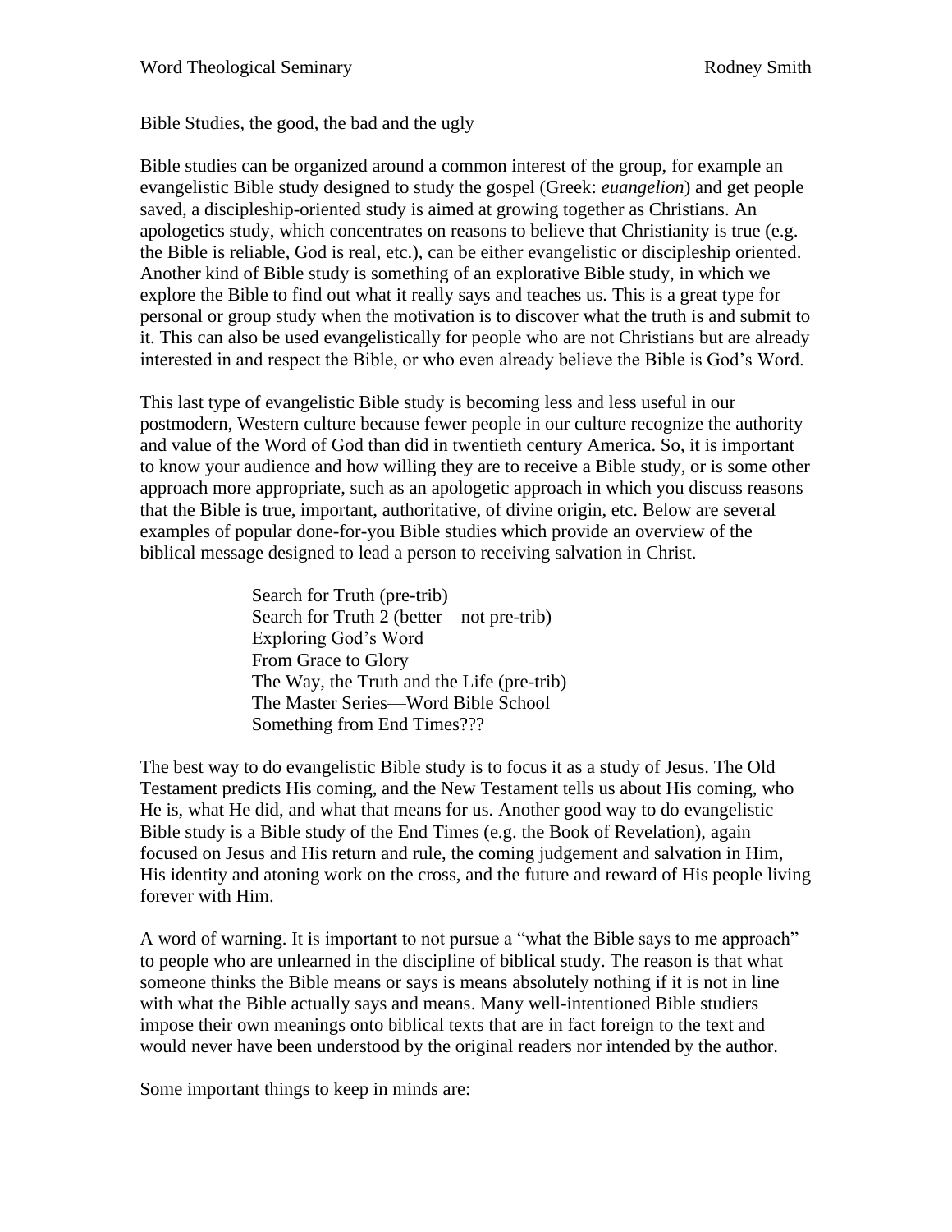Word Theological Seminary Rodney Smith

Bible Studies, the good, the bad and the ugly

Bible studies can be organized around a common interest of the group, for example an evangelistic Bible study designed to study the gospel (Greek: *euangelion*) and get people saved, a discipleship-oriented study is aimed at growing together as Christians. An apologetics study, which concentrates on reasons to believe that Christianity is true (e.g. the Bible is reliable, God is real, etc.), can be either evangelistic or discipleship oriented. Another kind of Bible study is something of an explorative Bible study, in which we explore the Bible to find out what it really says and teaches us. This is a great type for personal or group study when the motivation is to discover what the truth is and submit to it. This can also be used evangelistically for people who are not Christians but are already interested in and respect the Bible, or who even already believe the Bible is God's Word.

This last type of evangelistic Bible study is becoming less and less useful in our postmodern, Western culture because fewer people in our culture recognize the authority and value of the Word of God than did in twentieth century America. So, it is important to know your audience and how willing they are to receive a Bible study, or is some other approach more appropriate, such as an apologetic approach in which you discuss reasons that the Bible is true, important, authoritative, of divine origin, etc. Below are several examples of popular done-for-you Bible studies which provide an overview of the biblical message designed to lead a person to receiving salvation in Christ.

Search for Truth (pre-trib)
Search for Truth 2 (better—not pre-trib)
Exploring God's Word
From Grace to Glory
The Way, the Truth and the Life (pre-trib)
The Master Series—Word Bible School
Something from End Times???

The best way to do evangelistic Bible study is to focus it as a study of Jesus. The Old Testament predicts His coming, and the New Testament tells us about His coming, who He is, what He did, and what that means for us. Another good way to do evangelistic Bible study is a Bible study of the End Times (e.g. the Book of Revelation), again focused on Jesus and His return and rule, the coming judgement and salvation in Him, His identity and atoning work on the cross, and the future and reward of His people living forever with Him.

A word of warning. It is important to not pursue a "what the Bible says to me approach" to people who are unlearned in the discipline of biblical study. The reason is that what someone thinks the Bible means or says is means absolutely nothing if it is not in line with what the Bible actually says and means. Many well-intentioned Bible studiers impose their own meanings onto biblical texts that are in fact foreign to the text and would never have been understood by the original readers nor intended by the author.

Some important things to keep in minds are: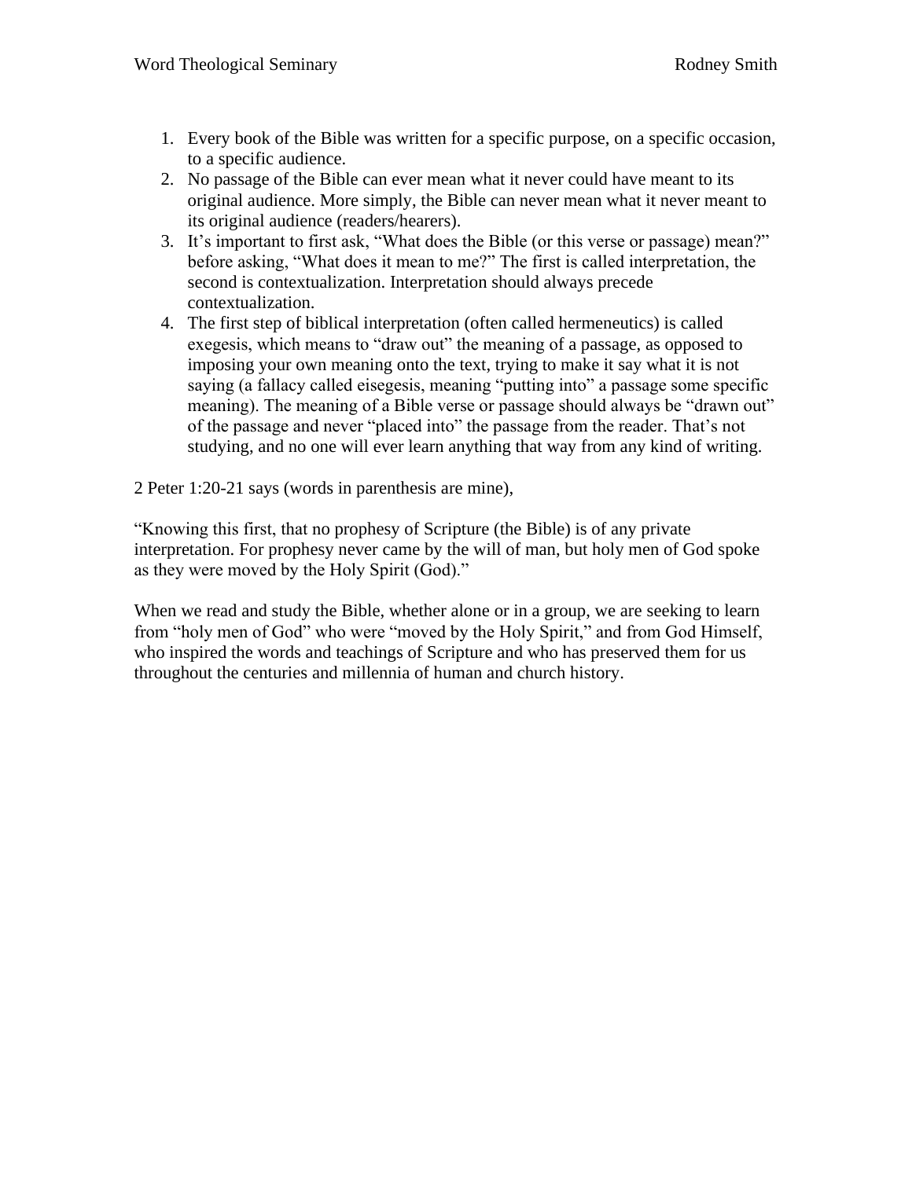1. Every book of the Bible was written for a specific purpose, on a specific occasion, to a specific audience.
2. No passage of the Bible can ever mean what it never could have meant to its original audience. More simply, the Bible can never mean what it never meant to its original audience (readers/hearers).
3. It's important to first ask, "What does the Bible (or this verse or passage) mean?" before asking, "What does it mean to me?" The first is called interpretation, the second is contextualization. Interpretation should always precede contextualization.
4. The first step of biblical interpretation (often called hermeneutics) is called exegesis, which means to "draw out" the meaning of a passage, as opposed to imposing your own meaning onto the text, trying to make it say what it is not saying (a fallacy called eisegesis, meaning "putting into" a passage some specific meaning). The meaning of a Bible verse or passage should always be "drawn out" of the passage and never "placed into" the passage from the reader. That's not studying, and no one will ever learn anything that way from any kind of writing.

2 Peter 1:20-21 says (words in parenthesis are mine),

"Knowing this first, that no prophesy of Scripture (the Bible) is of any private interpretation. For prophesy never came by the will of man, but holy men of God spoke as they were moved by the Holy Spirit (God)."

When we read and study the Bible, whether alone or in a group, we are seeking to learn from "holy men of God" who were "moved by the Holy Spirit," and from God Himself, who inspired the words and teachings of Scripture and who has preserved them for us throughout the centuries and millennia of human and church history.